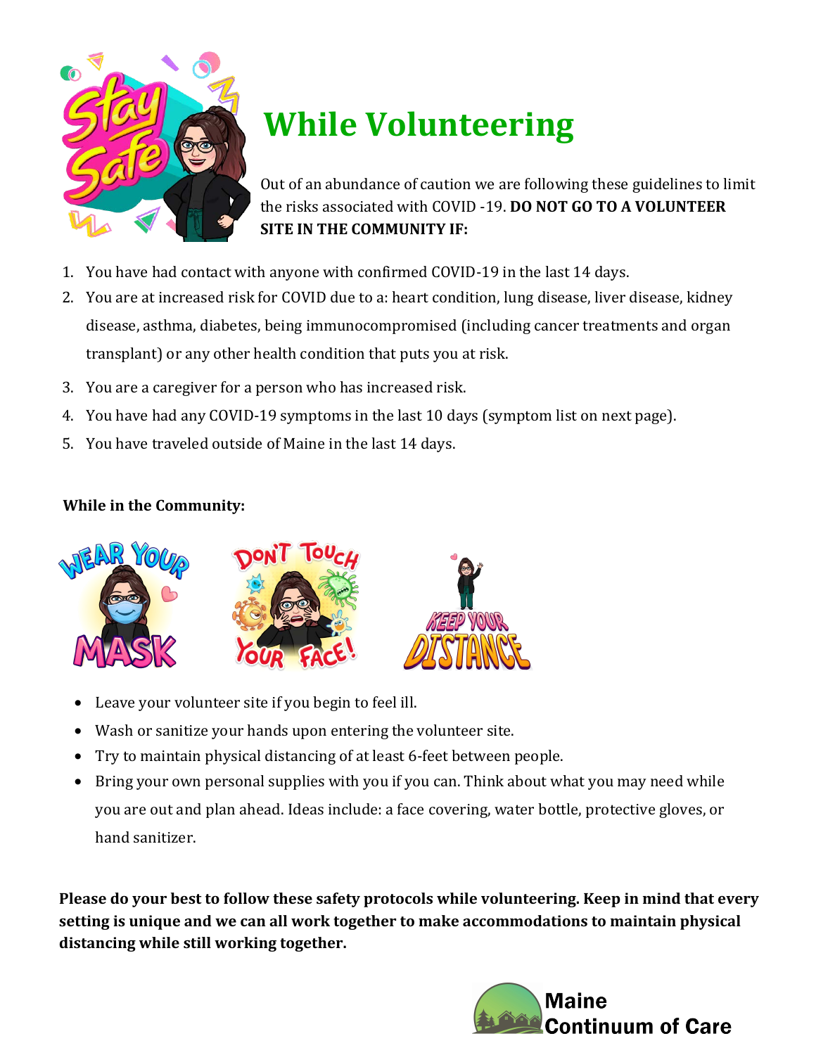# While Volunteering

Out of an abundance of caution we are following these guidelines to limit the risks associated with COVID -19. **DO NOT GO TO A VOLUNTEER SITE IN THE COMMUNITY IF:**

1. You have had contact with anyone with confirmed COVID-19 in the last 14 days.
2. You are at increased risk for COVID due to a: heart condition, lung disease, liver disease, kidney disease, asthma, diabetes, being immunocompromised (including cancer treatments and organ transplant) or any other health condition that puts you at risk.
3. You are a caregiver for a person who has increased risk.
4. You have had any COVID-19 symptoms in the last 10 days (symptom list on next page).
5. You have traveled outside of Maine in the last 14 days.

**While in the Community:**

- Leave your volunteer site if you begin to feel ill.
- Wash or sanitize your hands upon entering the volunteer site.
- Try to maintain physical distancing of at least 6-feet between people.
- Bring your own personal supplies with you if you can. Think about what you may need while you are out and plan ahead. Ideas include: a face covering, water bottle, protective gloves, or hand sanitizer.

**Please do your best to follow these safety protocols while volunteering. Keep in mind that every setting is unique and we can all work together to make accommodations to maintain physical distancing while still working together.**

Maine Continuum of Care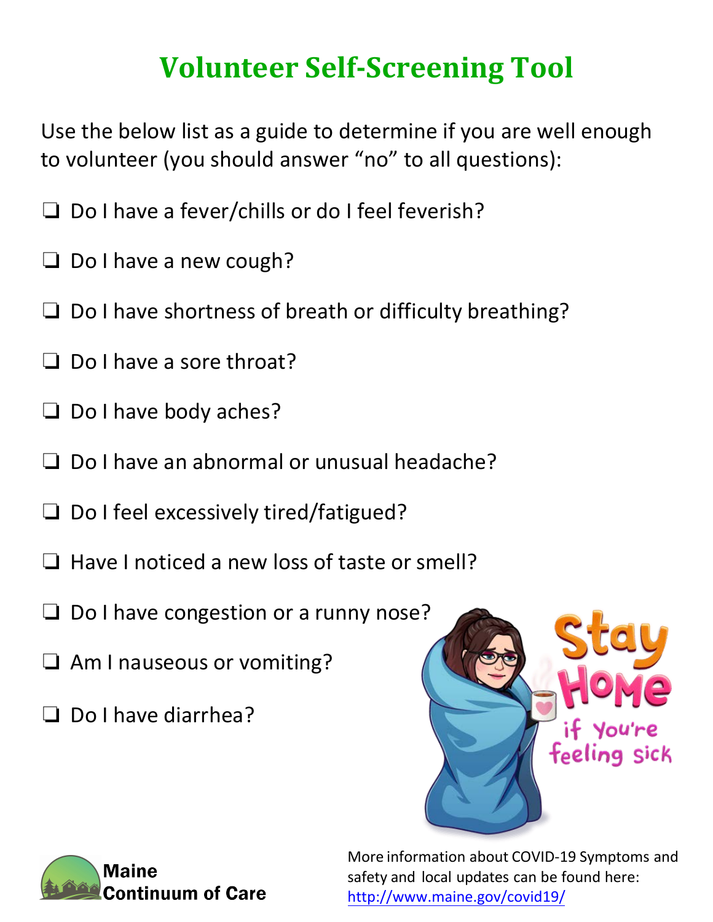# Volunteer Self-Screening Tool

Use the below list as a guide to determine if you are well enough to volunteer (you should answer "no" to all questions):

- ❑ Do I have a fever/chills or do I feel feverish?
- ❑ Do I have a new cough?
- ❑ Do I have shortness of breath or difficulty breathing?
- ❑ Do I have a sore throat?
- ❑ Do I have body aches?
- ❑ Do I have an abnormal or unusual headache?
- ❑ Do I feel excessively tired/fatigued?
- ❑ Have I noticed a new loss of taste or smell?
- ❑ Do I have congestion or a runny nose?
- ❑ Am I nauseous or vomiting?
- ❑ Do I have diarrhea?

Stay Home if You're feeling sick

**Maine Continuum of Care**

More information about COVID-19 Symptoms and safety and local updates can be found here: http://www.maine.gov/covid19/